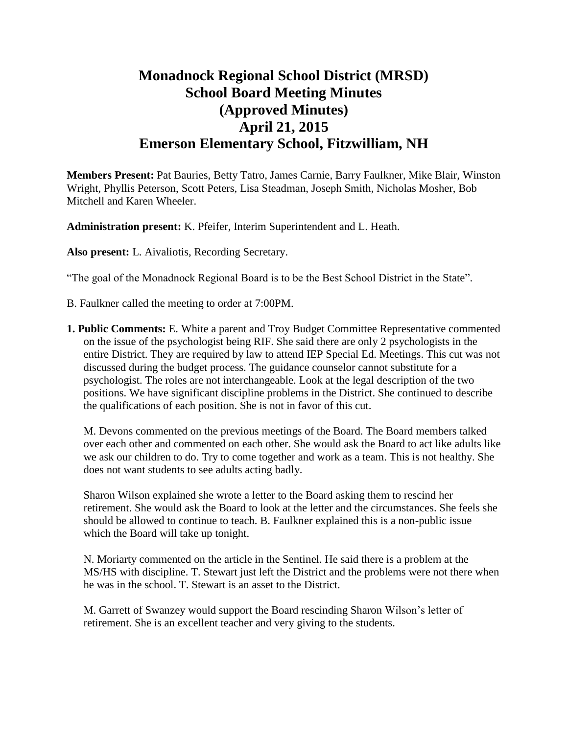# Monadnock Regional School District (MRSD)
# School Board Meeting Minutes
# (Approved Minutes)
# April 21, 2015
# Emerson Elementary School, Fitzwilliam, NH

**Members Present:** Pat Bauries, Betty Tatro, James Carnie, Barry Faulkner, Mike Blair, Winston Wright, Phyllis Peterson, Scott Peters, Lisa Steadman, Joseph Smith, Nicholas Mosher, Bob Mitchell and Karen Wheeler.

**Administration present:** K. Pfeifer, Interim Superintendent and L. Heath.

**Also present:** L. Aivaliotis, Recording Secretary.

"The goal of the Monadnock Regional Board is to be the Best School District in the State".

B. Faulkner called the meeting to order at 7:00PM.

**1. Public Comments:** E. White a parent and Troy Budget Committee Representative commented on the issue of the psychologist being RIF. She said there are only 2 psychologists in the entire District. They are required by law to attend IEP Special Ed. Meetings. This cut was not discussed during the budget process. The guidance counselor cannot substitute for a psychologist. The roles are not interchangeable. Look at the legal description of the two positions. We have significant discipline problems in the District. She continued to describe the qualifications of each position. She is not in favor of this cut.

M. Devons commented on the previous meetings of the Board. The Board members talked over each other and commented on each other. She would ask the Board to act like adults like we ask our children to do. Try to come together and work as a team. This is not healthy. She does not want students to see adults acting badly.

Sharon Wilson explained she wrote a letter to the Board asking them to rescind her retirement. She would ask the Board to look at the letter and the circumstances. She feels she should be allowed to continue to teach. B. Faulkner explained this is a non-public issue which the Board will take up tonight.

N. Moriarty commented on the article in the Sentinel. He said there is a problem at the MS/HS with discipline. T. Stewart just left the District and the problems were not there when he was in the school. T. Stewart is an asset to the District.

M. Garrett of Swanzey would support the Board rescinding Sharon Wilson's letter of retirement. She is an excellent teacher and very giving to the students.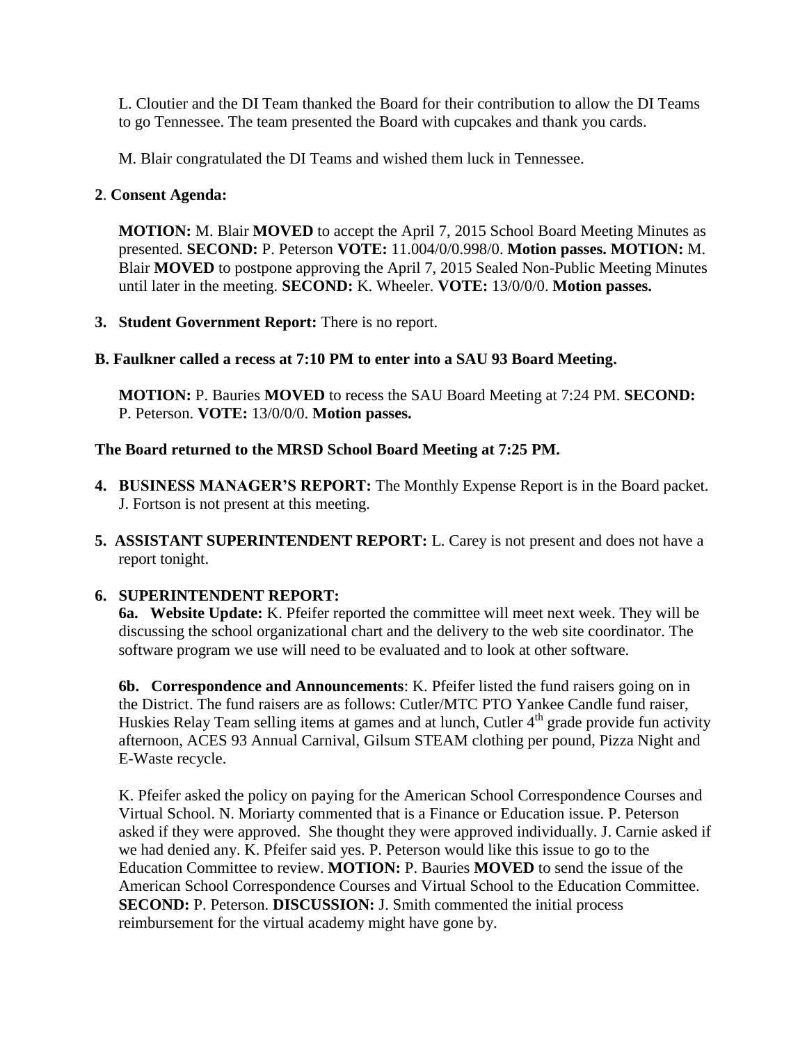L. Cloutier and the DI Team thanked the Board for their contribution to allow the DI Teams to go Tennessee. The team presented the Board with cupcakes and thank you cards.

M. Blair congratulated the DI Teams and wished them luck in Tennessee.

**2**. **Consent Agenda:**

**MOTION:** M. Blair **MOVED** to accept the April 7, 2015 School Board Meeting Minutes as presented. **SECOND:** P. Peterson **VOTE:** 11.004/0/0.998/0. **Motion passes. MOTION:** M. Blair **MOVED** to postpone approving the April 7, 2015 Sealed Non-Public Meeting Minutes until later in the meeting. **SECOND:** K. Wheeler. **VOTE:** 13/0/0/0. **Motion passes.**

**3. Student Government Report:** There is no report.

**B. Faulkner called a recess at 7:10 PM to enter into a SAU 93 Board Meeting.**

**MOTION:** P. Bauries **MOVED** to recess the SAU Board Meeting at 7:24 PM. **SECOND:** P. Peterson. **VOTE:** 13/0/0/0. **Motion passes.**

**The Board returned to the MRSD School Board Meeting at 7:25 PM.**

**4. BUSINESS MANAGER'S REPORT:** The Monthly Expense Report is in the Board packet. J. Fortson is not present at this meeting.

**5. ASSISTANT SUPERINTENDENT REPORT:** L. Carey is not present and does not have a report tonight.

**6. SUPERINTENDENT REPORT:**

**6a. Website Update:** K. Pfeifer reported the committee will meet next week. They will be discussing the school organizational chart and the delivery to the web site coordinator. The software program we use will need to be evaluated and to look at other software.

**6b. Correspondence and Announcements**: K. Pfeifer listed the fund raisers going on in the District. The fund raisers are as follows: Cutler/MTC PTO Yankee Candle fund raiser, Huskies Relay Team selling items at games and at lunch, Cutler 4th grade provide fun activity afternoon, ACES 93 Annual Carnival, Gilsum STEAM clothing per pound, Pizza Night and E-Waste recycle.

K. Pfeifer asked the policy on paying for the American School Correspondence Courses and Virtual School. N. Moriarty commented that is a Finance or Education issue. P. Peterson asked if they were approved. She thought they were approved individually. J. Carnie asked if we had denied any. K. Pfeifer said yes. P. Peterson would like this issue to go to the Education Committee to review. **MOTION:** P. Bauries **MOVED** to send the issue of the American School Correspondence Courses and Virtual School to the Education Committee. **SECOND:** P. Peterson. **DISCUSSION:** J. Smith commented the initial process reimbursement for the virtual academy might have gone by.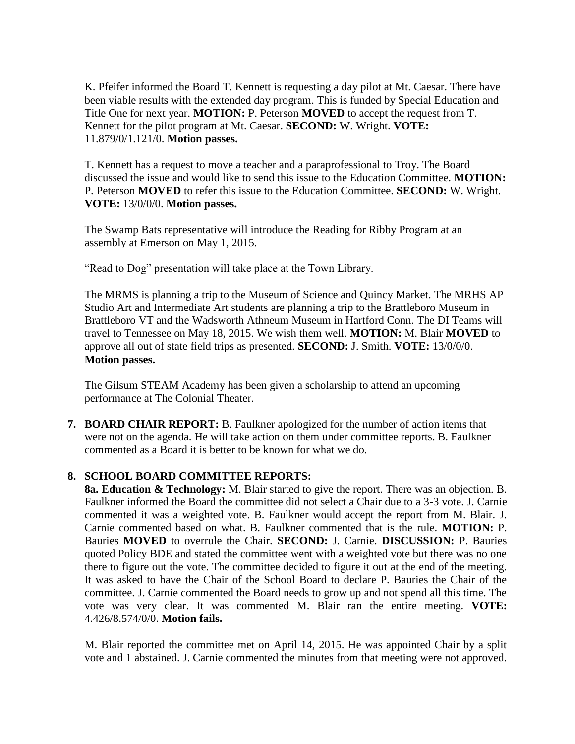K. Pfeifer informed the Board T. Kennett is requesting a day pilot at Mt. Caesar. There have been viable results with the extended day program. This is funded by Special Education and Title One for next year. **MOTION:** P. Peterson **MOVED** to accept the request from T. Kennett for the pilot program at Mt. Caesar. **SECOND:** W. Wright. **VOTE:** 11.879/0/1.121/0. **Motion passes.**

T. Kennett has a request to move a teacher and a paraprofessional to Troy. The Board discussed the issue and would like to send this issue to the Education Committee. **MOTION:** P. Peterson **MOVED** to refer this issue to the Education Committee. **SECOND:** W. Wright. **VOTE:** 13/0/0/0. **Motion passes.**

The Swamp Bats representative will introduce the Reading for Ribby Program at an assembly at Emerson on May 1, 2015.

"Read to Dog" presentation will take place at the Town Library.

The MRMS is planning a trip to the Museum of Science and Quincy Market. The MRHS AP Studio Art and Intermediate Art students are planning a trip to the Brattleboro Museum in Brattleboro VT and the Wadsworth Athneum Museum in Hartford Conn. The DI Teams will travel to Tennessee on May 18, 2015. We wish them well. **MOTION:** M. Blair **MOVED** to approve all out of state field trips as presented. **SECOND:** J. Smith. **VOTE:** 13/0/0/0. **Motion passes.**

The Gilsum STEAM Academy has been given a scholarship to attend an upcoming performance at The Colonial Theater.

7. **BOARD CHAIR REPORT:** B. Faulkner apologized for the number of action items that were not on the agenda. He will take action on them under committee reports. B. Faulkner commented as a Board it is better to be known for what we do.

8. **SCHOOL BOARD COMMITTEE REPORTS:**

**8a. Education & Technology:** M. Blair started to give the report. There was an objection. B. Faulkner informed the Board the committee did not select a Chair due to a 3-3 vote. J. Carnie commented it was a weighted vote. B. Faulkner would accept the report from M. Blair. J. Carnie commented based on what. B. Faulkner commented that is the rule. **MOTION:** P. Bauries **MOVED** to overrule the Chair. **SECOND:** J. Carnie. **DISCUSSION:** P. Bauries quoted Policy BDE and stated the committee went with a weighted vote but there was no one there to figure out the vote. The committee decided to figure it out at the end of the meeting. It was asked to have the Chair of the School Board to declare P. Bauries the Chair of the committee. J. Carnie commented the Board needs to grow up and not spend all this time. The vote was very clear. It was commented M. Blair ran the entire meeting. **VOTE:** 4.426/8.574/0/0. **Motion fails.**

M. Blair reported the committee met on April 14, 2015. He was appointed Chair by a split vote and 1 abstained. J. Carnie commented the minutes from that meeting were not approved.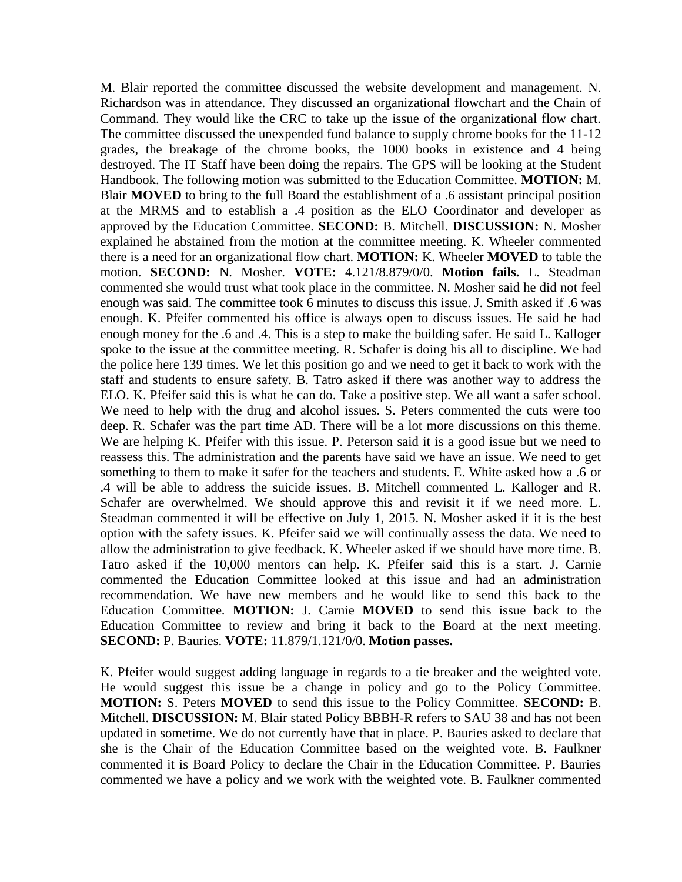M. Blair reported the committee discussed the website development and management. N. Richardson was in attendance. They discussed an organizational flowchart and the Chain of Command. They would like the CRC to take up the issue of the organizational flow chart. The committee discussed the unexpended fund balance to supply chrome books for the 11-12 grades, the breakage of the chrome books, the 1000 books in existence and 4 being destroyed. The IT Staff have been doing the repairs. The GPS will be looking at the Student Handbook. The following motion was submitted to the Education Committee. **MOTION:** M. Blair **MOVED** to bring to the full Board the establishment of a .6 assistant principal position at the MRMS and to establish a .4 position as the ELO Coordinator and developer as approved by the Education Committee. **SECOND:** B. Mitchell. **DISCUSSION:** N. Mosher explained he abstained from the motion at the committee meeting. K. Wheeler commented there is a need for an organizational flow chart. **MOTION:** K. Wheeler **MOVED** to table the motion. **SECOND:** N. Mosher. **VOTE:** 4.121/8.879/0/0. **Motion fails.** L. Steadman commented she would trust what took place in the committee. N. Mosher said he did not feel enough was said. The committee took 6 minutes to discuss this issue. J. Smith asked if .6 was enough. K. Pfeifer commented his office is always open to discuss issues. He said he had enough money for the .6 and .4. This is a step to make the building safer. He said L. Kalloger spoke to the issue at the committee meeting. R. Schafer is doing his all to discipline. We had the police here 139 times. We let this position go and we need to get it back to work with the staff and students to ensure safety. B. Tatro asked if there was another way to address the ELO. K. Pfeifer said this is what he can do. Take a positive step. We all want a safer school. We need to help with the drug and alcohol issues. S. Peters commented the cuts were too deep. R. Schafer was the part time AD. There will be a lot more discussions on this theme. We are helping K. Pfeifer with this issue. P. Peterson said it is a good issue but we need to reassess this. The administration and the parents have said we have an issue. We need to get something to them to make it safer for the teachers and students. E. White asked how a .6 or .4 will be able to address the suicide issues. B. Mitchell commented L. Kalloger and R. Schafer are overwhelmed. We should approve this and revisit it if we need more. L. Steadman commented it will be effective on July 1, 2015. N. Mosher asked if it is the best option with the safety issues. K. Pfeifer said we will continually assess the data. We need to allow the administration to give feedback. K. Wheeler asked if we should have more time. B. Tatro asked if the 10,000 mentors can help. K. Pfeifer said this is a start. J. Carnie commented the Education Committee looked at this issue and had an administration recommendation. We have new members and he would like to send this back to the Education Committee. **MOTION:** J. Carnie **MOVED** to send this issue back to the Education Committee to review and bring it back to the Board at the next meeting. **SECOND:** P. Bauries. **VOTE:** 11.879/1.121/0/0. **Motion passes.**

K. Pfeifer would suggest adding language in regards to a tie breaker and the weighted vote. He would suggest this issue be a change in policy and go to the Policy Committee. **MOTION:** S. Peters **MOVED** to send this issue to the Policy Committee. **SECOND:** B. Mitchell. **DISCUSSION:** M. Blair stated Policy BBBH-R refers to SAU 38 and has not been updated in sometime. We do not currently have that in place. P. Bauries asked to declare that she is the Chair of the Education Committee based on the weighted vote. B. Faulkner commented it is Board Policy to declare the Chair in the Education Committee. P. Bauries commented we have a policy and we work with the weighted vote. B. Faulkner commented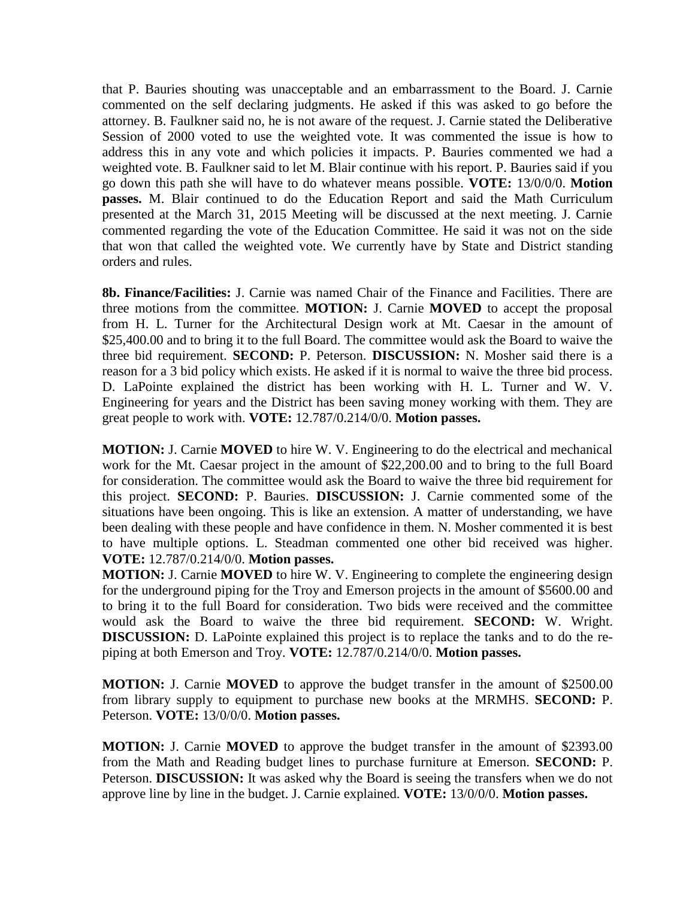that P. Bauries shouting was unacceptable and an embarrassment to the Board. J. Carnie commented on the self declaring judgments. He asked if this was asked to go before the attorney. B. Faulkner said no, he is not aware of the request. J. Carnie stated the Deliberative Session of 2000 voted to use the weighted vote. It was commented the issue is how to address this in any vote and which policies it impacts. P. Bauries commented we had a weighted vote. B. Faulkner said to let M. Blair continue with his report. P. Bauries said if you go down this path she will have to do whatever means possible. **VOTE:** 13/0/0/0. **Motion passes.** M. Blair continued to do the Education Report and said the Math Curriculum presented at the March 31, 2015 Meeting will be discussed at the next meeting. J. Carnie commented regarding the vote of the Education Committee. He said it was not on the side that won that called the weighted vote. We currently have by State and District standing orders and rules.

**8b. Finance/Facilities:** J. Carnie was named Chair of the Finance and Facilities. There are three motions from the committee. **MOTION:** J. Carnie **MOVED** to accept the proposal from H. L. Turner for the Architectural Design work at Mt. Caesar in the amount of $25,400.00 and to bring it to the full Board. The committee would ask the Board to waive the three bid requirement. **SECOND:** P. Peterson. **DISCUSSION:** N. Mosher said there is a reason for a 3 bid policy which exists. He asked if it is normal to waive the three bid process. D. LaPointe explained the district has been working with H. L. Turner and W. V. Engineering for years and the District has been saving money working with them. They are great people to work with. **VOTE:** 12.787/0.214/0/0. **Motion passes.**

**MOTION:** J. Carnie **MOVED** to hire W. V. Engineering to do the electrical and mechanical work for the Mt. Caesar project in the amount of $22,200.00 and to bring to the full Board for consideration. The committee would ask the Board to waive the three bid requirement for this project. **SECOND:** P. Bauries. **DISCUSSION:** J. Carnie commented some of the situations have been ongoing. This is like an extension. A matter of understanding, we have been dealing with these people and have confidence in them. N. Mosher commented it is best to have multiple options. L. Steadman commented one other bid received was higher. **VOTE:** 12.787/0.214/0/0. **Motion passes.**

**MOTION:** J. Carnie **MOVED** to hire W. V. Engineering to complete the engineering design for the underground piping for the Troy and Emerson projects in the amount of $5600.00 and to bring it to the full Board for consideration. Two bids were received and the committee would ask the Board to waive the three bid requirement. **SECOND:** W. Wright. **DISCUSSION:** D. LaPointe explained this project is to replace the tanks and to do the re-piping at both Emerson and Troy. **VOTE:** 12.787/0.214/0/0. **Motion passes.**

**MOTION:** J. Carnie **MOVED** to approve the budget transfer in the amount of $2500.00 from library supply to equipment to purchase new books at the MRMHS. **SECOND:** P. Peterson. **VOTE:** 13/0/0/0. **Motion passes.**

**MOTION:** J. Carnie **MOVED** to approve the budget transfer in the amount of $2393.00 from the Math and Reading budget lines to purchase furniture at Emerson. **SECOND:** P. Peterson. **DISCUSSION:** It was asked why the Board is seeing the transfers when we do not approve line by line in the budget. J. Carnie explained. **VOTE:** 13/0/0/0. **Motion passes.**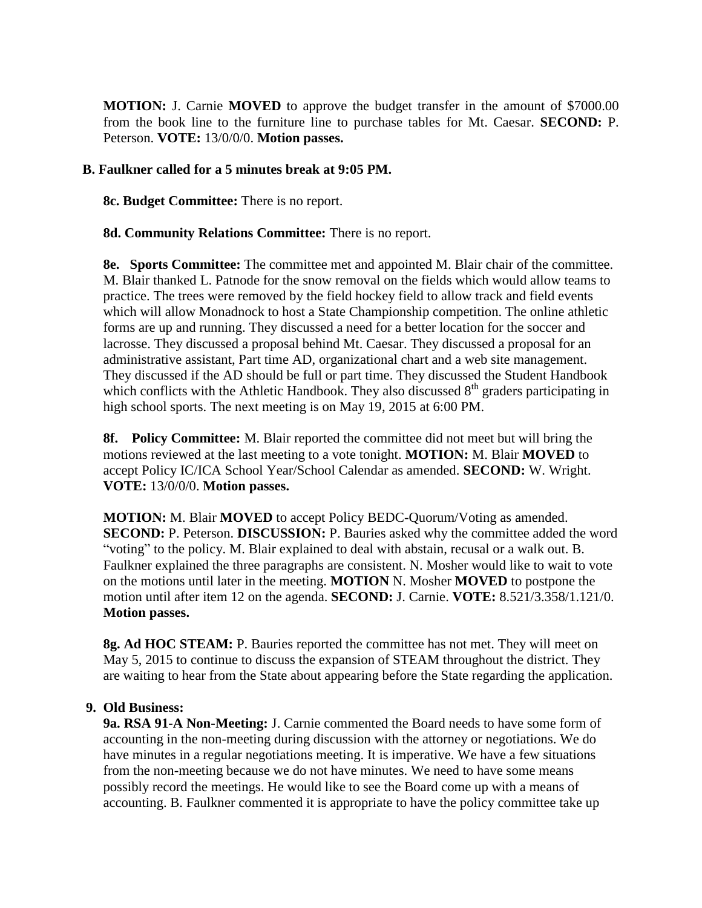**MOTION:** J. Carnie **MOVED** to approve the budget transfer in the amount of $7000.00 from the book line to the furniture line to purchase tables for Mt. Caesar. **SECOND:** P. Peterson. **VOTE:** 13/0/0/0. **Motion passes.**

**B. Faulkner called for a 5 minutes break at 9:05 PM.**

**8c. Budget Committee:** There is no report.

**8d. Community Relations Committee:** There is no report.

**8e. Sports Committee:** The committee met and appointed M. Blair chair of the committee. M. Blair thanked L. Patnode for the snow removal on the fields which would allow teams to practice. The trees were removed by the field hockey field to allow track and field events which will allow Monadnock to host a State Championship competition. The online athletic forms are up and running. They discussed a need for a better location for the soccer and lacrosse. They discussed a proposal behind Mt. Caesar. They discussed a proposal for an administrative assistant, Part time AD, organizational chart and a web site management. They discussed if the AD should be full or part time. They discussed the Student Handbook which conflicts with the Athletic Handbook. They also discussed 8th graders participating in high school sports. The next meeting is on May 19, 2015 at 6:00 PM.

**8f. Policy Committee:** M. Blair reported the committee did not meet but will bring the motions reviewed at the last meeting to a vote tonight. **MOTION:** M. Blair **MOVED** to accept Policy IC/ICA School Year/School Calendar as amended. **SECOND:** W. Wright. **VOTE:** 13/0/0/0. **Motion passes.**

**MOTION:** M. Blair **MOVED** to accept Policy BEDC-Quorum/Voting as amended. **SECOND:** P. Peterson. **DISCUSSION:** P. Bauries asked why the committee added the word "voting" to the policy. M. Blair explained to deal with abstain, recusal or a walk out. B. Faulkner explained the three paragraphs are consistent. N. Mosher would like to wait to vote on the motions until later in the meeting. **MOTION** N. Mosher **MOVED** to postpone the motion until after item 12 on the agenda. **SECOND:** J. Carnie. **VOTE:** 8.521/3.358/1.121/0. **Motion passes.**

**8g. Ad HOC STEAM:** P. Bauries reported the committee has not met. They will meet on May 5, 2015 to continue to discuss the expansion of STEAM throughout the district. They are waiting to hear from the State about appearing before the State regarding the application.

**9. Old Business:**

**9a. RSA 91-A Non-Meeting:** J. Carnie commented the Board needs to have some form of accounting in the non-meeting during discussion with the attorney or negotiations. We do have minutes in a regular negotiations meeting. It is imperative. We have a few situations from the non-meeting because we do not have minutes. We need to have some means possibly record the meetings. He would like to see the Board come up with a means of accounting. B. Faulkner commented it is appropriate to have the policy committee take up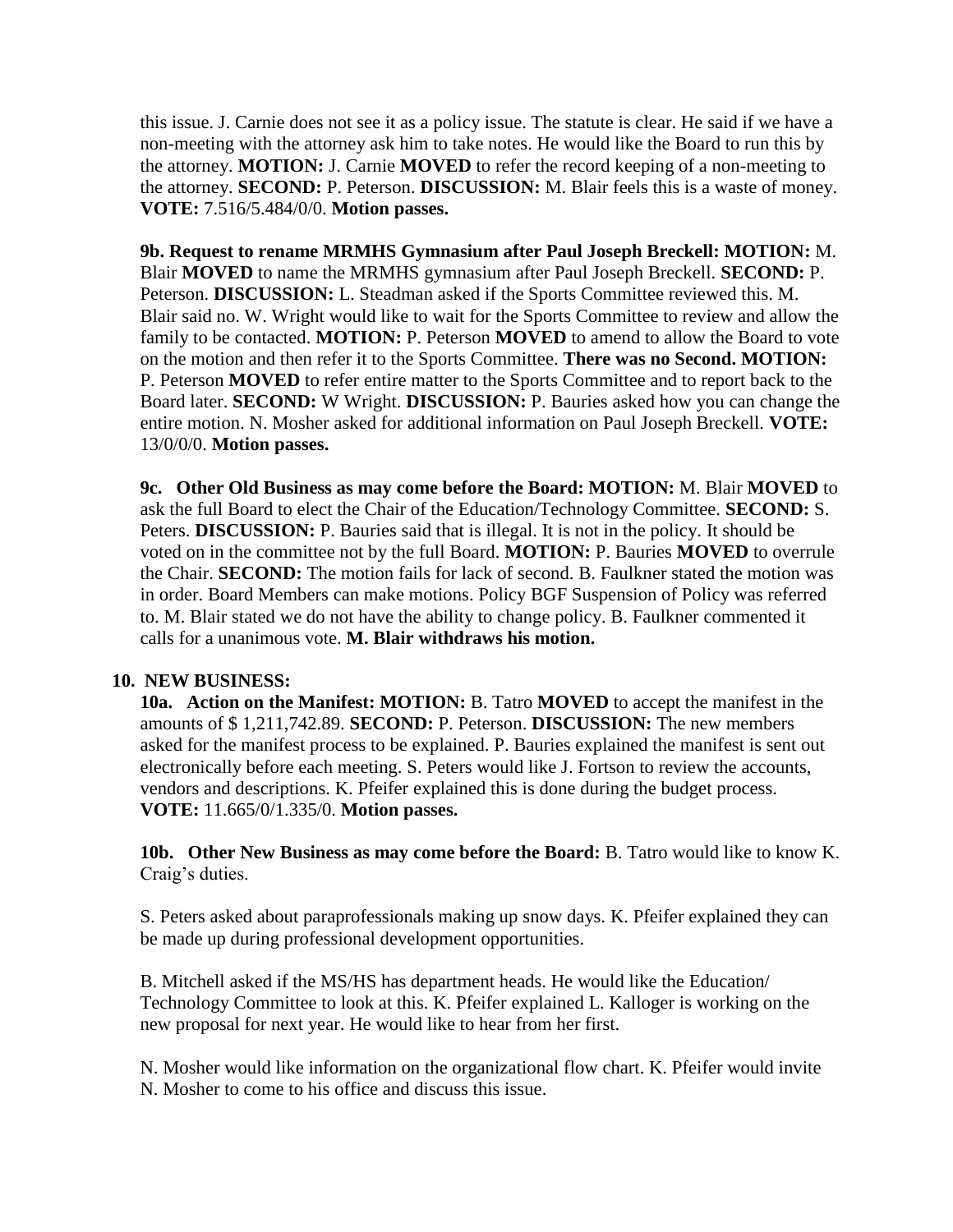this issue. J. Carnie does not see it as a policy issue. The statute is clear. He said if we have a non-meeting with the attorney ask him to take notes. He would like the Board to run this by the attorney. **MOTION:** J. Carnie **MOVED** to refer the record keeping of a non-meeting to the attorney. **SECOND:** P. Peterson. **DISCUSSION:** M. Blair feels this is a waste of money. **VOTE:** 7.516/5.484/0/0. **Motion passes.**

**9b. Request to rename MRMHS Gymnasium after Paul Joseph Breckell: MOTION:** M. Blair **MOVED** to name the MRMHS gymnasium after Paul Joseph Breckell. **SECOND:** P. Peterson. **DISCUSSION:** L. Steadman asked if the Sports Committee reviewed this. M. Blair said no. W. Wright would like to wait for the Sports Committee to review and allow the family to be contacted. **MOTION:** P. Peterson **MOVED** to amend to allow the Board to vote on the motion and then refer it to the Sports Committee. **There was no Second. MOTION:** P. Peterson **MOVED** to refer entire matter to the Sports Committee and to report back to the Board later. **SECOND:** W Wright. **DISCUSSION:** P. Bauries asked how you can change the entire motion. N. Mosher asked for additional information on Paul Joseph Breckell. **VOTE:** 13/0/0/0. **Motion passes.**

**9c. Other Old Business as may come before the Board: MOTION:** M. Blair **MOVED** to ask the full Board to elect the Chair of the Education/Technology Committee. **SECOND:** S. Peters. **DISCUSSION:** P. Bauries said that is illegal. It is not in the policy. It should be voted on in the committee not by the full Board. **MOTION:** P. Bauries **MOVED** to overrule the Chair. **SECOND:** The motion fails for lack of second. B. Faulkner stated the motion was in order. Board Members can make motions. Policy BGF Suspension of Policy was referred to. M. Blair stated we do not have the ability to change policy. B. Faulkner commented it calls for a unanimous vote. **M. Blair withdraws his motion.**

## 10. NEW BUSINESS:

**10a. Action on the Manifest: MOTION:** B. Tatro **MOVED** to accept the manifest in the amounts of $ 1,211,742.89. **SECOND:** P. Peterson. **DISCUSSION:** The new members asked for the manifest process to be explained. P. Bauries explained the manifest is sent out electronically before each meeting. S. Peters would like J. Fortson to review the accounts, vendors and descriptions. K. Pfeifer explained this is done during the budget process. **VOTE:** 11.665/0/1.335/0. **Motion passes.**

**10b. Other New Business as may come before the Board:** B. Tatro would like to know K. Craig's duties.

S. Peters asked about paraprofessionals making up snow days. K. Pfeifer explained they can be made up during professional development opportunities.

B. Mitchell asked if the MS/HS has department heads. He would like the Education/ Technology Committee to look at this. K. Pfeifer explained L. Kalloger is working on the new proposal for next year. He would like to hear from her first.

N. Mosher would like information on the organizational flow chart. K. Pfeifer would invite N. Mosher to come to his office and discuss this issue.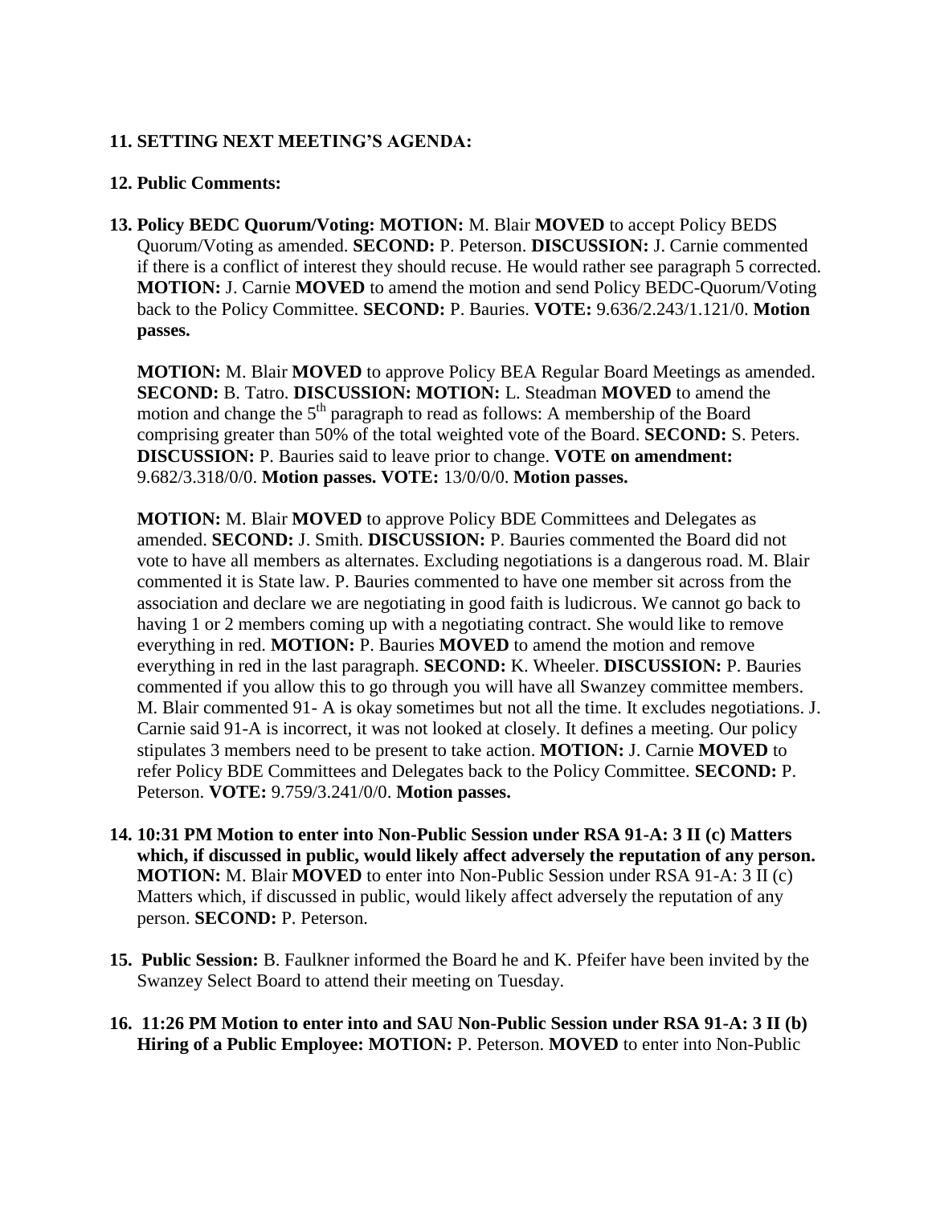**11. SETTING NEXT MEETING'S AGENDA:**

**12. Public Comments:**

**13. Policy BEDC Quorum/Voting: MOTION:** M. Blair **MOVED** to accept Policy BEDS Quorum/Voting as amended. **SECOND:** P. Peterson. **DISCUSSION:** J. Carnie commented if there is a conflict of interest they should recuse. He would rather see paragraph 5 corrected. **MOTION:** J. Carnie **MOVED** to amend the motion and send Policy BEDC-Quorum/Voting back to the Policy Committee. **SECOND:** P. Bauries. **VOTE:** 9.636/2.243/1.121/0. **Motion passes.**

**MOTION:** M. Blair **MOVED** to approve Policy BEA Regular Board Meetings as amended. **SECOND:** B. Tatro. **DISCUSSION: MOTION:** L. Steadman **MOVED** to amend the motion and change the 5th paragraph to read as follows: A membership of the Board comprising greater than 50% of the total weighted vote of the Board. **SECOND:** S. Peters. **DISCUSSION:** P. Bauries said to leave prior to change. **VOTE on amendment:** 9.682/3.318/0/0. **Motion passes. VOTE:** 13/0/0/0. **Motion passes.**

**MOTION:** M. Blair **MOVED** to approve Policy BDE Committees and Delegates as amended. **SECOND:** J. Smith. **DISCUSSION:** P. Bauries commented the Board did not vote to have all members as alternates. Excluding negotiations is a dangerous road. M. Blair commented it is State law. P. Bauries commented to have one member sit across from the association and declare we are negotiating in good faith is ludicrous. We cannot go back to having 1 or 2 members coming up with a negotiating contract. She would like to remove everything in red. **MOTION:** P. Bauries **MOVED** to amend the motion and remove everything in red in the last paragraph. **SECOND:** K. Wheeler. **DISCUSSION:** P. Bauries commented if you allow this to go through you will have all Swanzey committee members. M. Blair commented 91- A is okay sometimes but not all the time. It excludes negotiations. J. Carnie said 91-A is incorrect, it was not looked at closely. It defines a meeting. Our policy stipulates 3 members need to be present to take action. **MOTION:** J. Carnie **MOVED** to refer Policy BDE Committees and Delegates back to the Policy Committee. **SECOND:** P. Peterson. **VOTE:** 9.759/3.241/0/0. **Motion passes.**

**14. 10:31 PM Motion to enter into Non-Public Session under RSA 91-A: 3 II (c) Matters which, if discussed in public, would likely affect adversely the reputation of any person. MOTION:** M. Blair **MOVED** to enter into Non-Public Session under RSA 91-A: 3 II (c) Matters which, if discussed in public, would likely affect adversely the reputation of any person. **SECOND:** P. Peterson.

**15. Public Session:** B. Faulkner informed the Board he and K. Pfeifer have been invited by the Swanzey Select Board to attend their meeting on Tuesday.

**16. 11:26 PM Motion to enter into and SAU Non-Public Session under RSA 91-A: 3 II (b) Hiring of a Public Employee: MOTION:** P. Peterson. **MOVED** to enter into Non-Public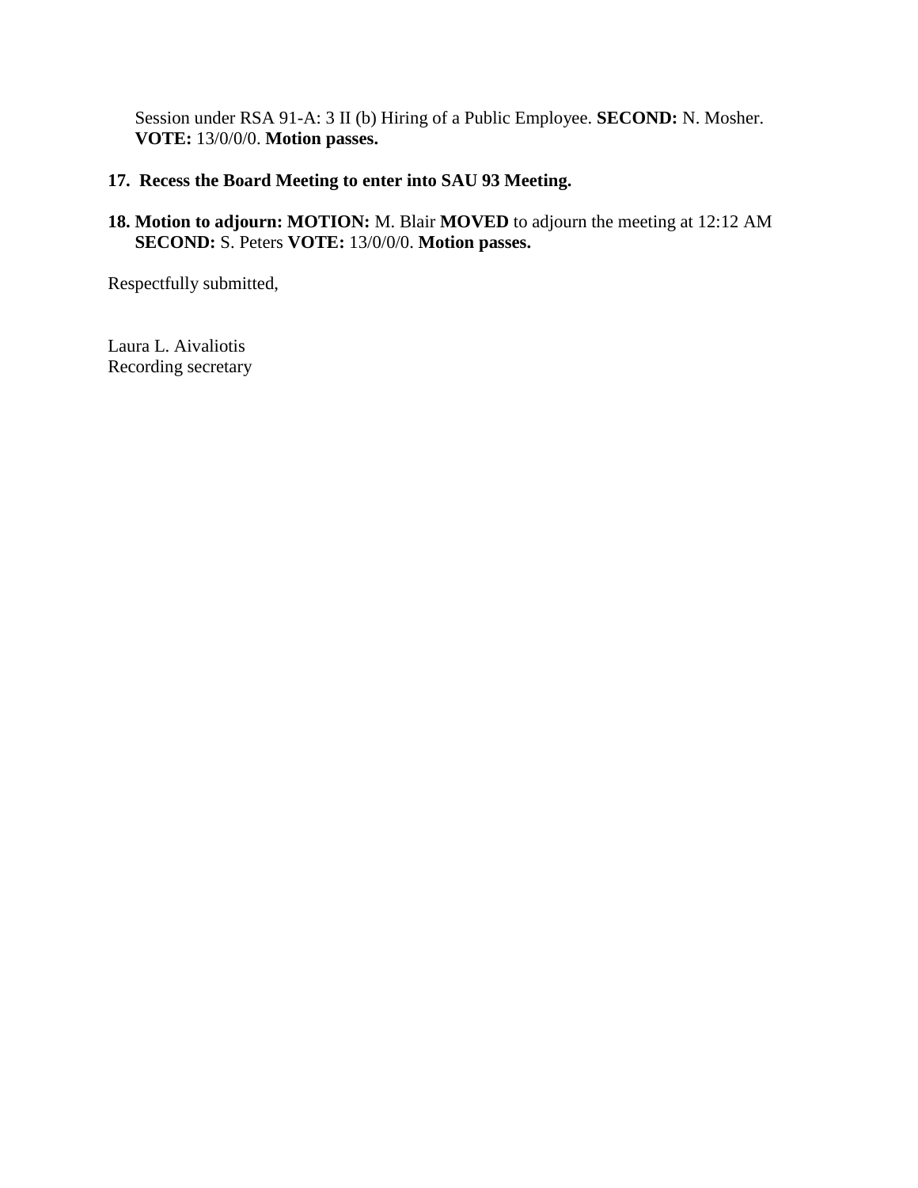Session under RSA 91-A: 3 II (b) Hiring of a Public Employee. **SECOND:** N. Mosher. **VOTE:** 13/0/0/0. **Motion passes.**

**17. Recess the Board Meeting to enter into SAU 93 Meeting.**

**18. Motion to adjourn: MOTION:** M. Blair **MOVED** to adjourn the meeting at 12:12 AM **SECOND:** S. Peters **VOTE:** 13/0/0/0. **Motion passes.**

Respectfully submitted,

Laura L. Aivaliotis
Recording secretary